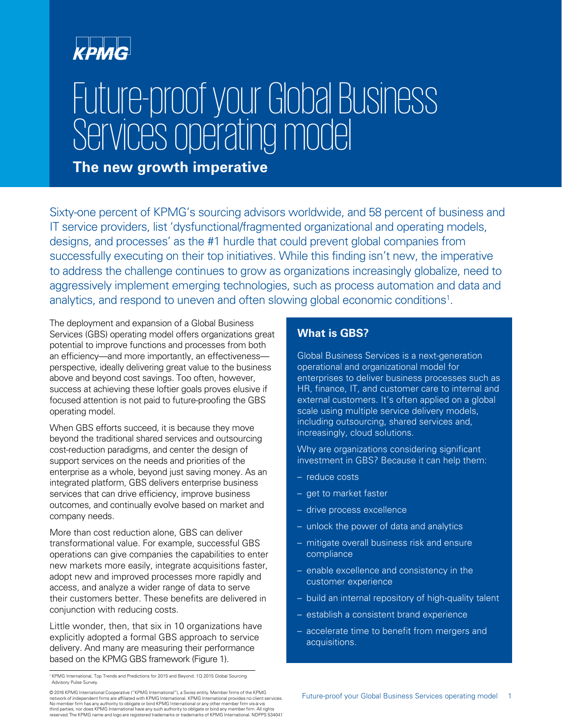KPMG

# Future-proof your Global Business Services operating model

## The new growth imperative

Sixty-one percent of KPMG's sourcing advisors worldwide, and 58 percent of business and IT service providers, list 'dysfunctional/fragmented organizational and operating models, designs, and processes' as the #1 hurdle that could prevent global companies from successfully executing on their top initiatives. While this finding isn't new, the imperative to address the challenge continues to grow as organizations increasingly globalize, need to aggressively implement emerging technologies, such as process automation and data and analytics, and respond to uneven and often slowing global economic conditions[1].

The deployment and expansion of a Global Business Services (GBS) operating model offers organizations great potential to improve functions and processes from both an efficiency—and more importantly, an effectiveness—perspective, ideally delivering great value to the business above and beyond cost savings. Too often, however, success at achieving these loftier goals proves elusive if focused attention is not paid to future-proofing the GBS operating model.

When GBS efforts succeed, it is because they move beyond the traditional shared services and outsourcing cost-reduction paradigms, and center the design of support services on the needs and priorities of the enterprise as a whole, beyond just saving money. As an integrated platform, GBS delivers enterprise business services that can drive efficiency, improve business outcomes, and continually evolve based on market and company needs.

More than cost reduction alone, GBS can deliver transformational value. For example, successful GBS operations can give companies the capabilities to enter new markets more easily, integrate acquisitions faster, adopt new and improved processes more rapidly and access, and analyze a wider range of data to serve their customers better. These benefits are delivered in conjunction with reducing costs.

Little wonder, then, that six in 10 organizations have explicitly adopted a formal GBS approach to service delivery. And many are measuring their performance based on the KPMG GBS framework (Figure 1).

### What is GBS?

Global Business Services is a next-generation operational and organizational model for enterprises to deliver business processes such as HR, finance, IT, and customer care to internal and external customers. It's often applied on a global scale using multiple service delivery models, including outsourcing, shared services and, increasingly, cloud solutions.

Why are organizations considering significant investment in GBS? Because it can help them:

- reduce costs
- get to market faster
- drive process excellence
- unlock the power of data and analytics
- mitigate overall business risk and ensure compliance
- enable excellence and consistency in the customer experience
- build an internal repository of high-quality talent
- establish a consistent brand experience
- accelerate time to benefit from mergers and acquisitions.

[1] KPMG International, Top Trends and Predictions for 2015 and Beyond: 1Q 2015 Global Sourcing Advisory Pulse Survey.

© 2016 KPMG International Cooperative ("KPMG International"), a Swiss entity. Member firms of the KPMG network of independent firms are affiliated with KPMG International. KPMG International provides no client services. No member firm has any authority to obligate or bind KPMG International or any other member firm vis-à-vis third parties, nor does KPMG International have any such authority to obligate or bind any member firm. All rights reserved. The KPMG name and logo are registered trademarks or trademarks of KPMG International. NDPPS 534041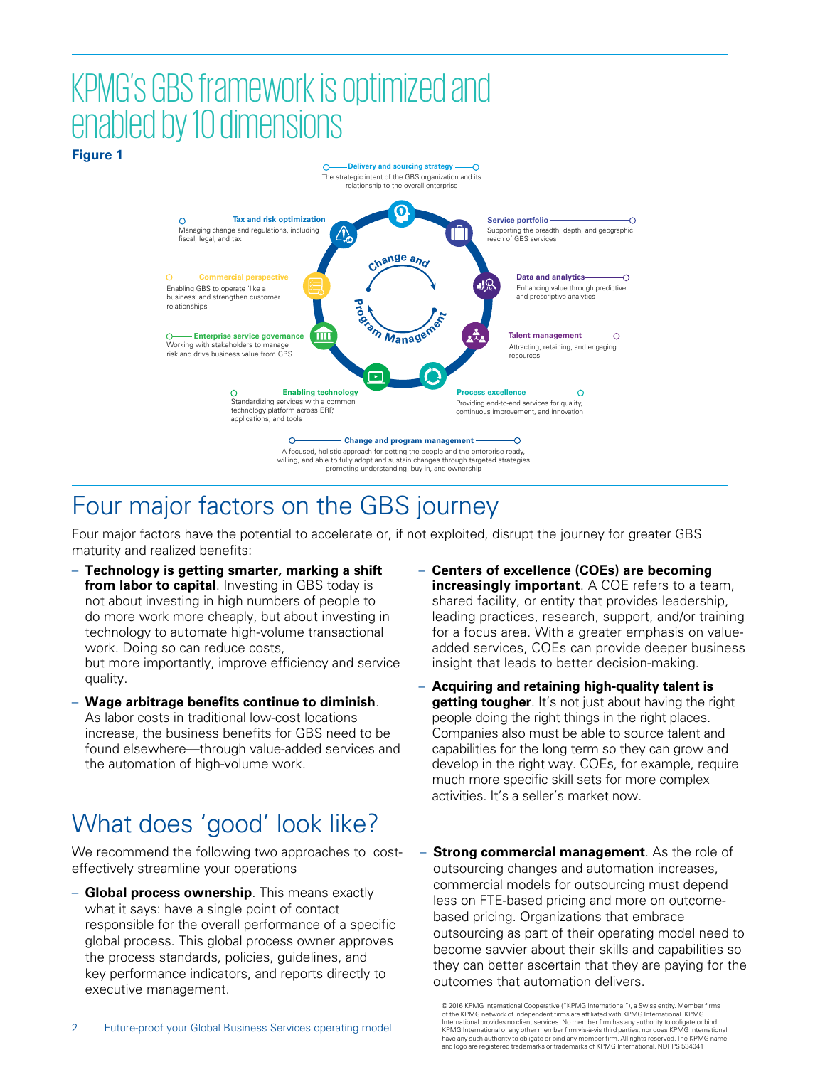# KPMG's GBS framework is optimized and enabled by 10 dimensions

**Figure 1**

**Delivery and sourcing strategy**
The strategic intent of the GBS organization and its relationship to the overall enterprise

**Service portfolio**
Supporting the breadth, depth, and geographic reach of GBS services

**Data and analytics**
Enhancing value through predictive and prescriptive analytics

**Talent management**
Attracting, retaining, and engaging resources

**Process excellence**
Providing end-to-end services for quality, continuous improvement, and innovation

**Enabling technology**
Standardizing services with a common technology platform across ERP, applications, and tools

**Enterprise service governance**
Working with stakeholders to manage risk and drive business value from GBS

**Commercial perspective**
Enabling GBS to operate 'like a business' and strengthen customer relationships

**Tax and risk optimization**
Managing change and regulations, including fiscal, legal, and tax

Change and Program Management

**Change and program management**
A focused, holistic approach for getting the people and the enterprise ready, willing, and able to fully adopt and sustain changes through targeted strategies promoting understanding, buy-in, and ownership

## Four major factors on the GBS journey

Four major factors have the potential to accelerate or, if not exploited, disrupt the journey for greater GBS maturity and realized benefits:

- **Technology is getting smarter, marking a shift from labor to capital**. Investing in GBS today is not about investing in high numbers of people to do more work more cheaply, but about investing in technology to automate high-volume transactional work. Doing so can reduce costs, but more importantly, improve efficiency and service quality.
- **Wage arbitrage benefits continue to diminish**. As labor costs in traditional low-cost locations increase, the business benefits for GBS need to be found elsewhere—through value-added services and the automation of high-volume work.
- **Centers of excellence (COEs) are becoming increasingly important**. A COE refers to a team, shared facility, or entity that provides leadership, leading practices, research, support, and/or training for a focus area. With a greater emphasis on value-added services, COEs can provide deeper business insight that leads to better decision-making.
- **Acquiring and retaining high-quality talent is getting tougher**. It's not just about having the right people doing the right things in the right places. Companies also must be able to source talent and capabilities for the long term so they can grow and develop in the right way. COEs, for example, require much more specific skill sets for more complex activities. It's a seller's market now.

## What does 'good' look like?

We recommend the following two approaches to cost-effectively streamline your operations

- **Global process ownership**. This means exactly what it says: have a single point of contact responsible for the overall performance of a specific global process. This global process owner approves the process standards, policies, guidelines, and key performance indicators, and reports directly to executive management.
- **Strong commercial management**. As the role of outsourcing changes and automation increases, commercial models for outsourcing must depend less on FTE-based pricing and more on outcome-based pricing. Organizations that embrace outsourcing as part of their operating model need to become savvier about their skills and capabilities so they can better ascertain that they are paying for the outcomes that automation delivers.

© 2016 KPMG International Cooperative ("KPMG International"), a Swiss entity. Member firms of the KPMG network of independent firms are affiliated with KPMG International. KPMG International provides no client services. No member firm has any authority to obligate or bind KPMG International or any other member firm vis-à-vis third parties, nor does KPMG International have any such authority to obligate or bind any member firm. All rights reserved. The KPMG name and logo are registered trademarks or trademarks of KPMG International. NDPPS 534041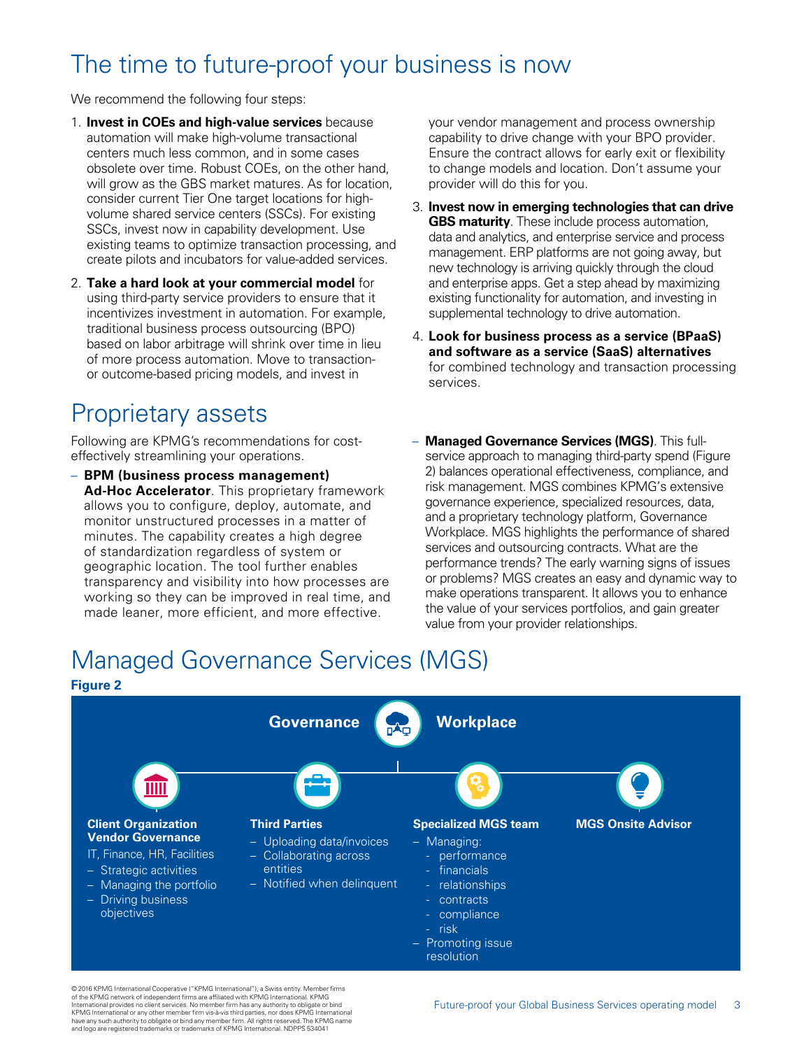# The time to future-proof your business is now

We recommend the following four steps:

1. **Invest in COEs and high-value services** because automation will make high-volume transactional centers much less common, and in some cases obsolete over time. Robust COEs, on the other hand, will grow as the GBS market matures. As for location, consider current Tier One target locations for high-volume shared service centers (SSCs). For existing SSCs, invest now in capability development. Use existing teams to optimize transaction processing, and create pilots and incubators for value-added services.
2. **Take a hard look at your commercial model** for using third-party service providers to ensure that it incentivizes investment in automation. For example, traditional business process outsourcing (BPO) based on labor arbitrage will shrink over time in lieu of more process automation. Move to transaction- or outcome-based pricing models, and invest in your vendor management and process ownership capability to drive change with your BPO provider. Ensure the contract allows for early exit or flexibility to change models and location. Don't assume your provider will do this for you.
3. **Invest now in emerging technologies that can drive GBS maturity**. These include process automation, data and analytics, and enterprise service and process management. ERP platforms are not going away, but new technology is arriving quickly through the cloud and enterprise apps. Get a step ahead by maximizing existing functionality for automation, and investing in supplemental technology to drive automation.
4. **Look for business process as a service (BPaaS) and software as a service (SaaS) alternatives** for combined technology and transaction processing services.

# Proprietary assets

Following are KPMG's recommendations for cost-effectively streamlining your operations.

- **BPM (business process management) Ad-Hoc Accelerator**. This proprietary framework allows you to configure, deploy, automate, and monitor unstructured processes in a matter of minutes. The capability creates a high degree of standardization regardless of system or geographic location. The tool further enables transparency and visibility into how processes are working so they can be improved in real time, and made leaner, more efficient, and more effective.
- **Managed Governance Services (MGS)**. This full-service approach to managing third-party spend (Figure 2) balances operational effectiveness, compliance, and risk management. MGS combines KPMG's extensive governance experience, specialized resources, data, and a proprietary technology platform, Governance Workplace. MGS highlights the performance of shared services and outsourcing contracts. What are the performance trends? The early warning signs of issues or problems? MGS creates an easy and dynamic way to make operations transparent. It allows you to enhance the value of your services portfolios, and gain greater value from your provider relationships.

# Managed Governance Services (MGS)

**Figure 2**

**Governance Workplace**

**Client Organization Vendor Governance**

IT, Finance, HR, Facilities

- Strategic activities
- Managing the portfolio
- Driving business objectives

**Third Parties**

- Uploading data/invoices
- Collaborating across entities
- Notified when delinquent

**Specialized MGS team**

- Managing:
  - performance
  - financials
  - relationships
  - contracts
  - compliance
  - risk
- Promoting issue resolution

**MGS Onsite Advisor**

© 2016 KPMG International Cooperative ("KPMG International"), a Swiss entity. Member firms of the KPMG network of independent firms are affiliated with KPMG International. KPMG International provides no client services. No member firm has any authority to obligate or bind KPMG International or any other member firm vis-à-vis third parties, nor does KPMG International have any such authority to obligate or bind any member firm. All rights reserved. The KPMG name and logo are registered trademarks or trademarks of KPMG International. NDPPS 534041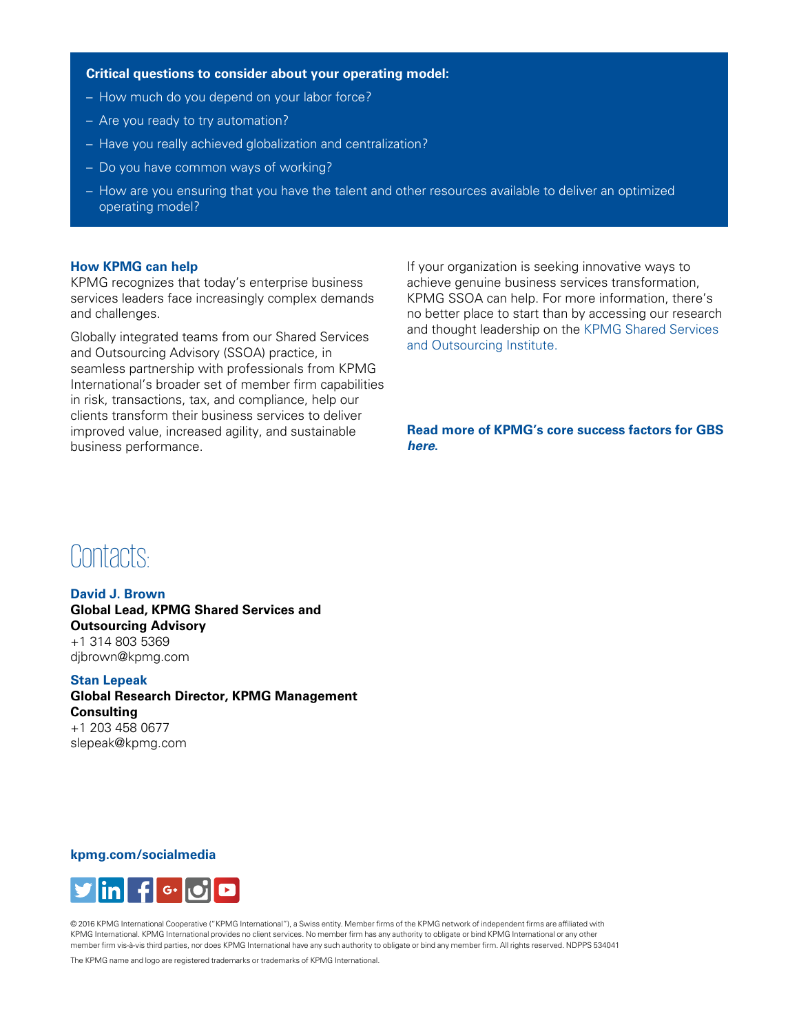**Critical questions to consider about your operating model:**

- How much do you depend on your labor force?
- Are you ready to try automation?
- Have you really achieved globalization and centralization?
- Do you have common ways of working?
- How are you ensuring that you have the talent and other resources available to deliver an optimized operating model?

### How KPMG can help

KPMG recognizes that today's enterprise business services leaders face increasingly complex demands and challenges.

Globally integrated teams from our Shared Services and Outsourcing Advisory (SSOA) practice, in seamless partnership with professionals from KPMG International's broader set of member firm capabilities in risk, transactions, tax, and compliance, help our clients transform their business services to deliver improved value, increased agility, and sustainable business performance.

If your organization is seeking innovative ways to achieve genuine business services transformation, KPMG SSOA can help. For more information, there's no better place to start than by accessing our research and thought leadership on the KPMG Shared Services and Outsourcing Institute.

**Read more of KPMG's core success factors for GBS *here*.**

# Contacts:

**David J. Brown**
**Global Lead, KPMG Shared Services and Outsourcing Advisory**
+1 314 803 5369
djbrown@kpmg.com

**Stan Lepeak**
**Global Research Director, KPMG Management Consulting**
+1 203 458 0677
slepeak@kpmg.com

**kpmg.com/socialmedia**

© 2016 KPMG International Cooperative ("KPMG International"), a Swiss entity. Member firms of the KPMG network of independent firms are affiliated with KPMG International. KPMG International provides no client services. No member firm has any authority to obligate or bind KPMG International or any other member firm vis-à-vis third parties, nor does KPMG International have any such authority to obligate or bind any member firm. All rights reserved. NDPPS 534041

The KPMG name and logo are registered trademarks or trademarks of KPMG International.